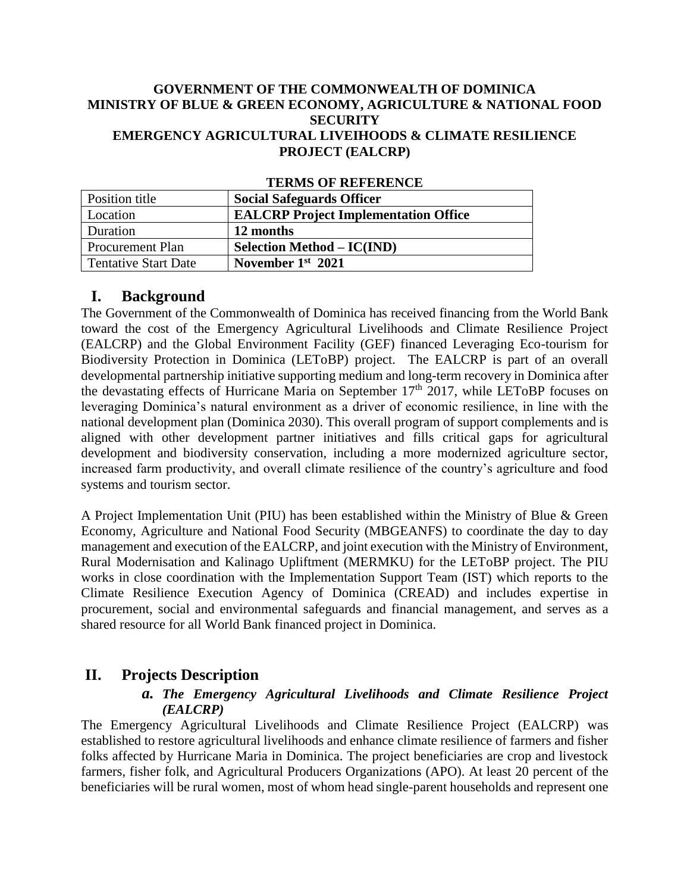**GOVERNMENT OF THE COMMONWEALTH OF DOMINICA**
**MINISTRY OF BLUE & GREEN ECONOMY, AGRICULTURE & NATIONAL FOOD SECURITY**
**EMERGENCY AGRICULTURAL LIVEIHOODS & CLIMATE RESILIENCE PROJECT (EALCRP)**

**TERMS OF REFERENCE**

| Position title | **Social Safeguards Officer** |
|---|---|
| Location | **EALCRP Project Implementation Office** |
| Duration | **12 months** |
| Procurement Plan | **Selection Method – IC(IND)** |
| Tentative Start Date | **November 1st 2021** |

# I. Background

The Government of the Commonwealth of Dominica has received financing from the World Bank toward the cost of the Emergency Agricultural Livelihoods and Climate Resilience Project (EALCRP) and the Global Environment Facility (GEF) financed Leveraging Eco-tourism for Biodiversity Protection in Dominica (LEToBP) project. The EALCRP is part of an overall developmental partnership initiative supporting medium and long-term recovery in Dominica after the devastating effects of Hurricane Maria on September 17th 2017, while LEToBP focuses on leveraging Dominica's natural environment as a driver of economic resilience, in line with the national development plan (Dominica 2030). This overall program of support complements and is aligned with other development partner initiatives and fills critical gaps for agricultural development and biodiversity conservation, including a more modernized agriculture sector, increased farm productivity, and overall climate resilience of the country's agriculture and food systems and tourism sector.

A Project Implementation Unit (PIU) has been established within the Ministry of Blue & Green Economy, Agriculture and National Food Security (MBGEANFS) to coordinate the day to day management and execution of the EALCRP, and joint execution with the Ministry of Environment, Rural Modernisation and Kalinago Upliftment (MERMKU) for the LEToBP project. The PIU works in close coordination with the Implementation Support Team (IST) which reports to the Climate Resilience Execution Agency of Dominica (CREAD) and includes expertise in procurement, social and environmental safeguards and financial management, and serves as a shared resource for all World Bank financed project in Dominica.

# II. Projects Description

### *a. The Emergency Agricultural Livelihoods and Climate Resilience Project (EALCRP)*

The Emergency Agricultural Livelihoods and Climate Resilience Project (EALCRP) was established to restore agricultural livelihoods and enhance climate resilience of farmers and fisher folks affected by Hurricane Maria in Dominica. The project beneficiaries are crop and livestock farmers, fisher folk, and Agricultural Producers Organizations (APO). At least 20 percent of the beneficiaries will be rural women, most of whom head single-parent households and represent one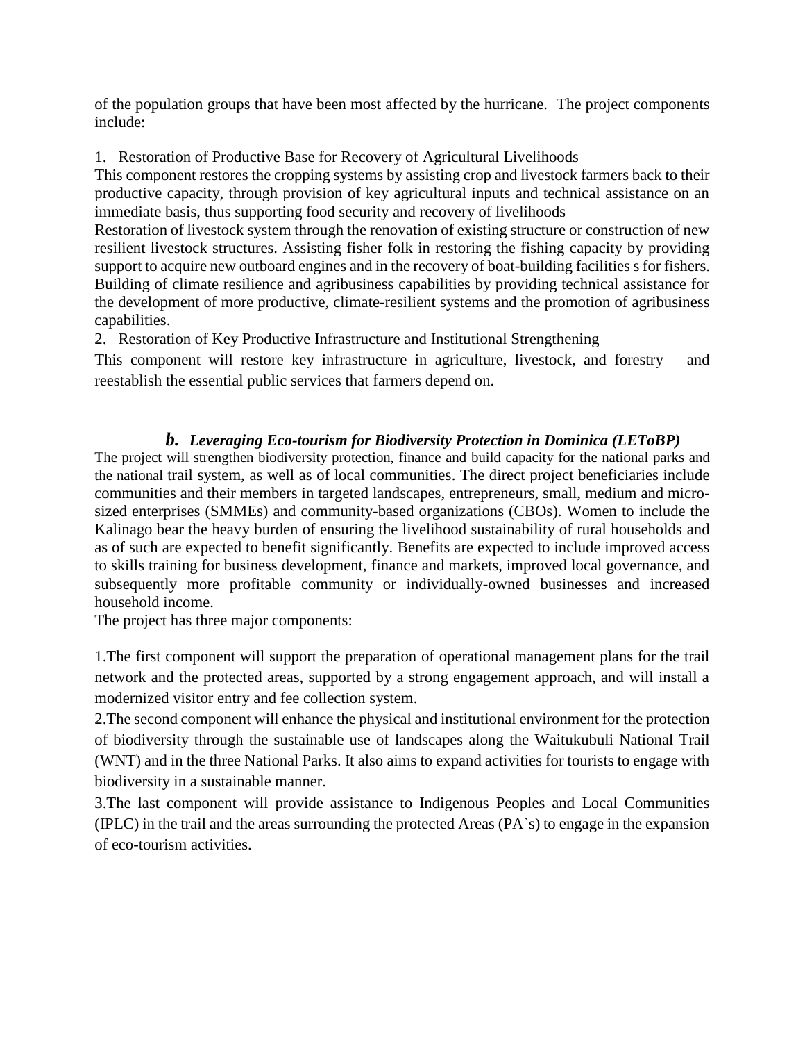of the population groups that have been most affected by the hurricane. The project components include:

1. Restoration of Productive Base for Recovery of Agricultural Livelihoods

This component restores the cropping systems by assisting crop and livestock farmers back to their productive capacity, through provision of key agricultural inputs and technical assistance on an immediate basis, thus supporting food security and recovery of livelihoods

Restoration of livestock system through the renovation of existing structure or construction of new resilient livestock structures. Assisting fisher folk in restoring the fishing capacity by providing support to acquire new outboard engines and in the recovery of boat-building facilities s for fishers. Building of climate resilience and agribusiness capabilities by providing technical assistance for the development of more productive, climate-resilient systems and the promotion of agribusiness capabilities.

2. Restoration of Key Productive Infrastructure and Institutional Strengthening

This component will restore key infrastructure in agriculture, livestock, and forestry and reestablish the essential public services that farmers depend on.

### *b. Leveraging Eco-tourism for Biodiversity Protection in Dominica (LEToBP)*

The project will strengthen biodiversity protection, finance and build capacity for the national parks and the national trail system, as well as of local communities. The direct project beneficiaries include communities and their members in targeted landscapes, entrepreneurs, small, medium and micro-sized enterprises (SMMEs) and community-based organizations (CBOs). Women to include the Kalinago bear the heavy burden of ensuring the livelihood sustainability of rural households and as of such are expected to benefit significantly. Benefits are expected to include improved access to skills training for business development, finance and markets, improved local governance, and subsequently more profitable community or individually-owned businesses and increased household income.

The project has three major components:

1.The first component will support the preparation of operational management plans for the trail network and the protected areas, supported by a strong engagement approach, and will install a modernized visitor entry and fee collection system.

2.The second component will enhance the physical and institutional environment for the protection of biodiversity through the sustainable use of landscapes along the Waitukubuli National Trail (WNT) and in the three National Parks. It also aims to expand activities for tourists to engage with biodiversity in a sustainable manner.

3.The last component will provide assistance to Indigenous Peoples and Local Communities (IPLC) in the trail and the areas surrounding the protected Areas (PA`s) to engage in the expansion of eco-tourism activities.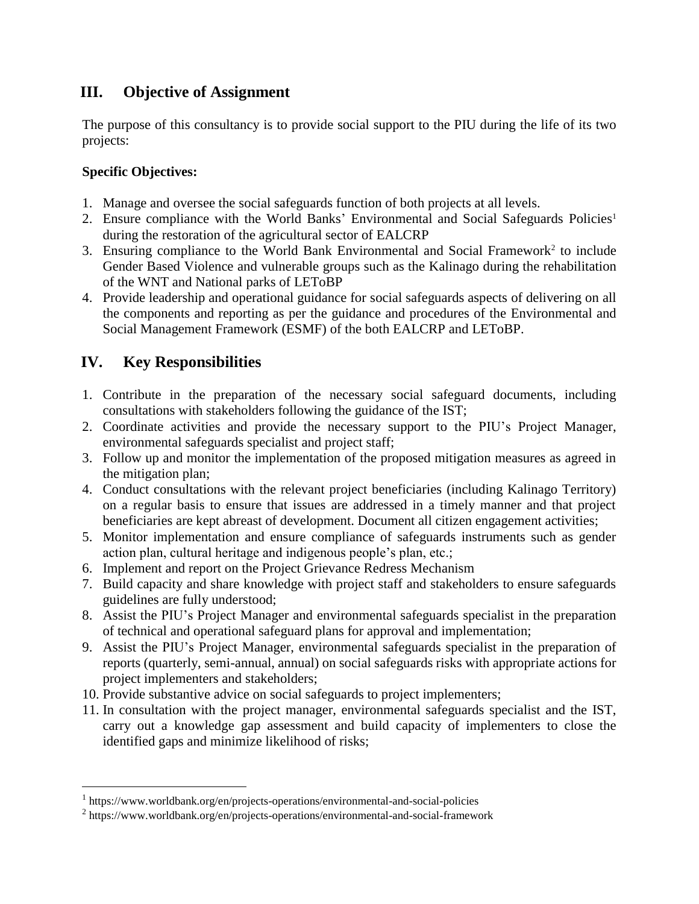## III. Objective of Assignment

The purpose of this consultancy is to provide social support to the PIU during the life of its two projects:

**Specific Objectives:**

1. Manage and oversee the social safeguards function of both projects at all levels.
2. Ensure compliance with the World Banks' Environmental and Social Safeguards Policies[1] during the restoration of the agricultural sector of EALCRP
3. Ensuring compliance to the World Bank Environmental and Social Framework[2] to include Gender Based Violence and vulnerable groups such as the Kalinago during the rehabilitation of the WNT and National parks of LEToBP
4. Provide leadership and operational guidance for social safeguards aspects of delivering on all the components and reporting as per the guidance and procedures of the Environmental and Social Management Framework (ESMF) of the both EALCRP and LEToBP.

## IV. Key Responsibilities

1. Contribute in the preparation of the necessary social safeguard documents, including consultations with stakeholders following the guidance of the IST;
2. Coordinate activities and provide the necessary support to the PIU's Project Manager, environmental safeguards specialist and project staff;
3. Follow up and monitor the implementation of the proposed mitigation measures as agreed in the mitigation plan;
4. Conduct consultations with the relevant project beneficiaries (including Kalinago Territory) on a regular basis to ensure that issues are addressed in a timely manner and that project beneficiaries are kept abreast of development. Document all citizen engagement activities;
5. Monitor implementation and ensure compliance of safeguards instruments such as gender action plan, cultural heritage and indigenous people's plan, etc.;
6. Implement and report on the Project Grievance Redress Mechanism
7. Build capacity and share knowledge with project staff and stakeholders to ensure safeguards guidelines are fully understood;
8. Assist the PIU's Project Manager and environmental safeguards specialist in the preparation of technical and operational safeguard plans for approval and implementation;
9. Assist the PIU's Project Manager, environmental safeguards specialist in the preparation of reports (quarterly, semi-annual, annual) on social safeguards risks with appropriate actions for project implementers and stakeholders;
10. Provide substantive advice on social safeguards to project implementers;
11. In consultation with the project manager, environmental safeguards specialist and the IST, carry out a knowledge gap assessment and build capacity of implementers to close the identified gaps and minimize likelihood of risks;

---

[1] https://www.worldbank.org/en/projects-operations/environmental-and-social-policies

[2] https://www.worldbank.org/en/projects-operations/environmental-and-social-framework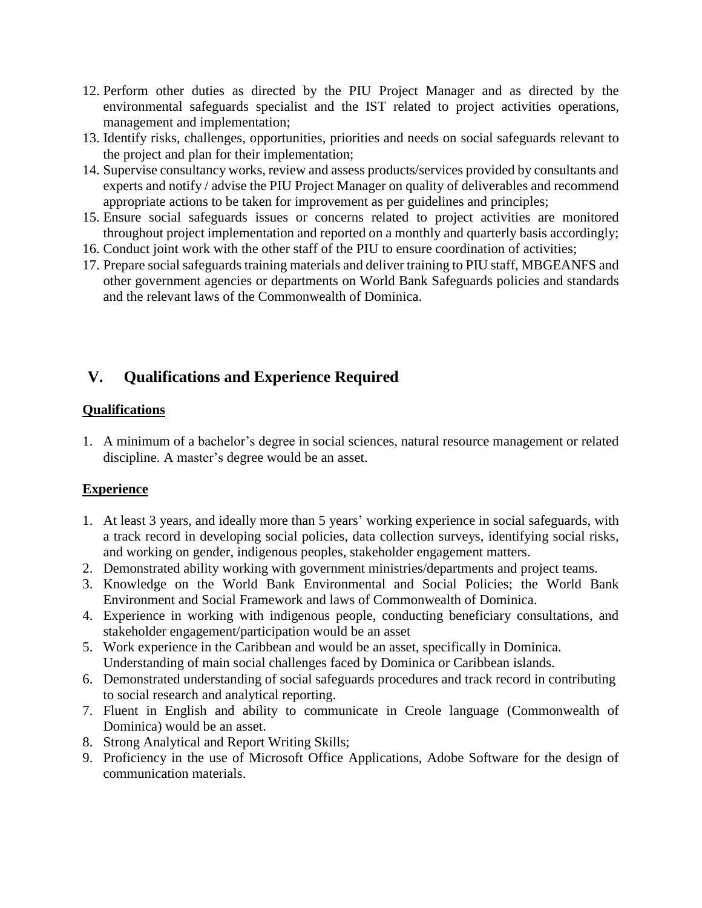12. Perform other duties as directed by the PIU Project Manager and as directed by the environmental safeguards specialist and the IST related to project activities operations, management and implementation;
13. Identify risks, challenges, opportunities, priorities and needs on social safeguards relevant to the project and plan for their implementation;
14. Supervise consultancy works, review and assess products/services provided by consultants and experts and notify / advise the PIU Project Manager on quality of deliverables and recommend appropriate actions to be taken for improvement as per guidelines and principles;
15. Ensure social safeguards issues or concerns related to project activities are monitored throughout project implementation and reported on a monthly and quarterly basis accordingly;
16. Conduct joint work with the other staff of the PIU to ensure coordination of activities;
17. Prepare social safeguards training materials and deliver training to PIU staff, MBGEANFS and other government agencies or departments on World Bank Safeguards policies and standards and the relevant laws of the Commonwealth of Dominica.

## V. Qualifications and Experience Required

**Qualifications**

1. A minimum of a bachelor's degree in social sciences, natural resource management or related discipline. A master's degree would be an asset.

**Experience**

1. At least 3 years, and ideally more than 5 years' working experience in social safeguards, with a track record in developing social policies, data collection surveys, identifying social risks, and working on gender, indigenous peoples, stakeholder engagement matters.
2. Demonstrated ability working with government ministries/departments and project teams.
3. Knowledge on the World Bank Environmental and Social Policies; the World Bank Environment and Social Framework and laws of Commonwealth of Dominica.
4. Experience in working with indigenous people, conducting beneficiary consultations, and stakeholder engagement/participation would be an asset
5. Work experience in the Caribbean and would be an asset, specifically in Dominica. Understanding of main social challenges faced by Dominica or Caribbean islands.
6. Demonstrated understanding of social safeguards procedures and track record in contributing to social research and analytical reporting.
7. Fluent in English and ability to communicate in Creole language (Commonwealth of Dominica) would be an asset.
8. Strong Analytical and Report Writing Skills;
9. Proficiency in the use of Microsoft Office Applications, Adobe Software for the design of communication materials.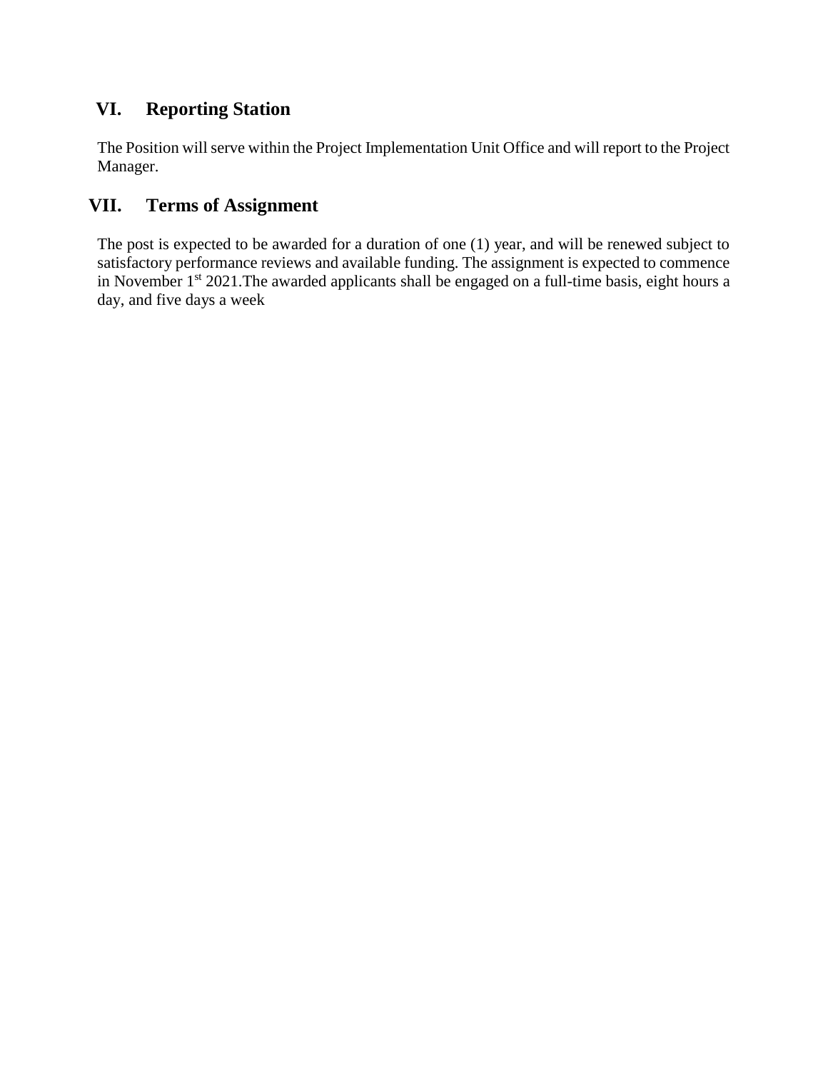## VI. Reporting Station

The Position will serve within the Project Implementation Unit Office and will report to the Project Manager.

## VII. Terms of Assignment

The post is expected to be awarded for a duration of one (1) year, and will be renewed subject to satisfactory performance reviews and available funding. The assignment is expected to commence in November 1st 2021.The awarded applicants shall be engaged on a full-time basis, eight hours a day, and five days a week